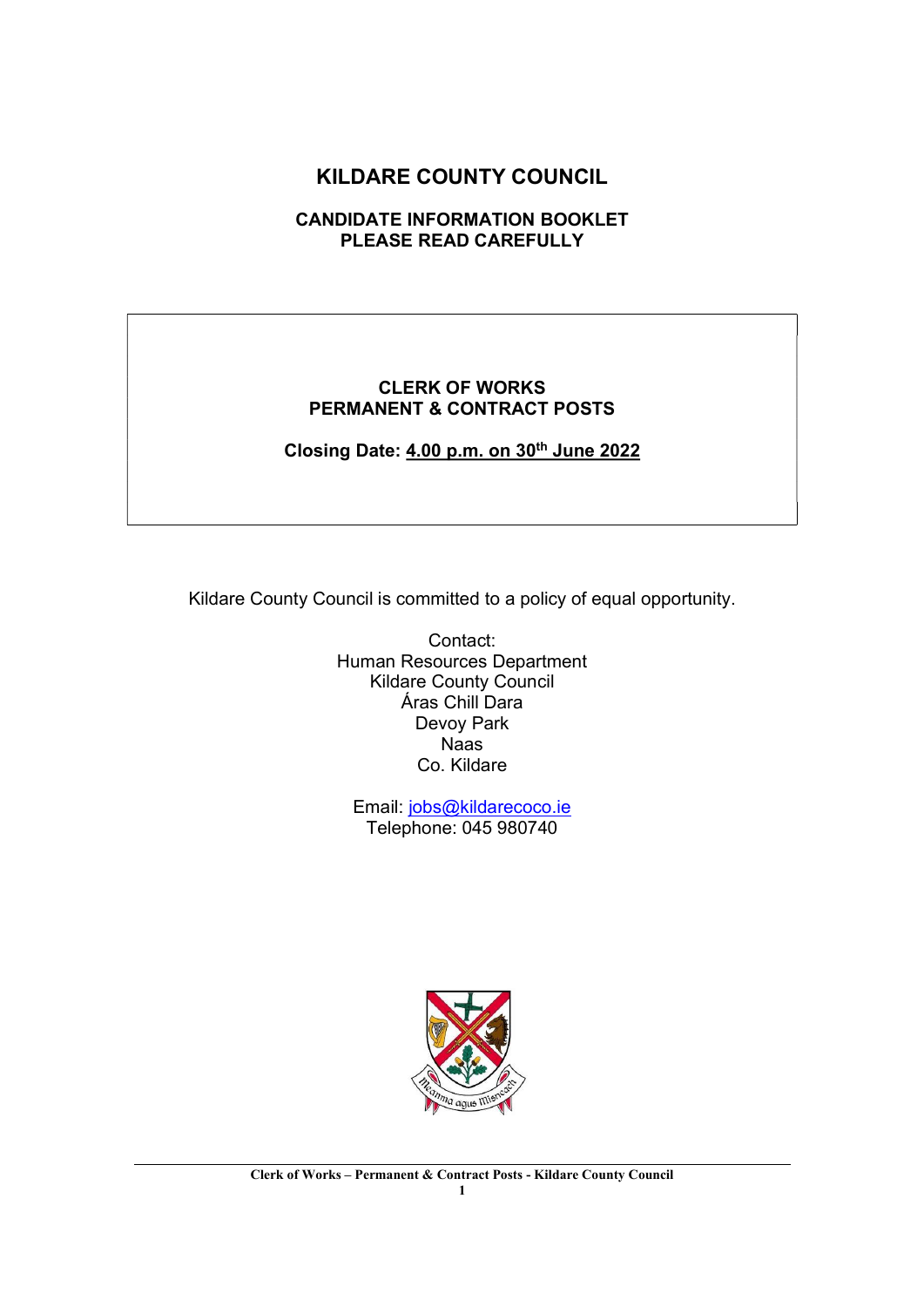# KILDARE COUNTY COUNCIL

## CANDIDATE INFORMATION BOOKLET
## PLEASE READ CAREFULLY

**CLERK OF WORKS**
**PERMANENT & CONTRACT POSTS**

**Closing Date: 4.00 p.m. on 30th June 2022**

Kildare County Council is committed to a policy of equal opportunity.

Contact:
Human Resources Department
Kildare County Council
Áras Chill Dara
Devoy Park
Naas
Co. Kildare

Email: jobs@kildarecoco.ie
Telephone: 045 980740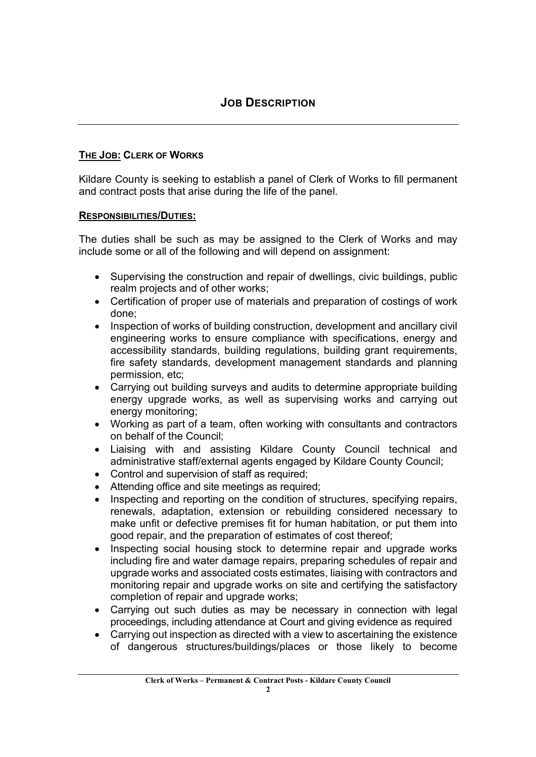# JOB DESCRIPTION

**THE JOB: CLERK OF WORKS**

Kildare County is seeking to establish a panel of Clerk of Works to fill permanent and contract posts that arise during the life of the panel.

**RESPONSIBILITIES/DUTIES:**

The duties shall be such as may be assigned to the Clerk of Works and may include some or all of the following and will depend on assignment:

- Supervising the construction and repair of dwellings, civic buildings, public realm projects and of other works;
- Certification of proper use of materials and preparation of costings of work done;
- Inspection of works of building construction, development and ancillary civil engineering works to ensure compliance with specifications, energy and accessibility standards, building regulations, building grant requirements, fire safety standards, development management standards and planning permission, etc;
- Carrying out building surveys and audits to determine appropriate building energy upgrade works, as well as supervising works and carrying out energy monitoring;
- Working as part of a team, often working with consultants and contractors on behalf of the Council;
- Liaising with and assisting Kildare County Council technical and administrative staff/external agents engaged by Kildare County Council;
- Control and supervision of staff as required;
- Attending office and site meetings as required;
- Inspecting and reporting on the condition of structures, specifying repairs, renewals, adaptation, extension or rebuilding considered necessary to make unfit or defective premises fit for human habitation, or put them into good repair, and the preparation of estimates of cost thereof;
- Inspecting social housing stock to determine repair and upgrade works including fire and water damage repairs, preparing schedules of repair and upgrade works and associated costs estimates, liaising with contractors and monitoring repair and upgrade works on site and certifying the satisfactory completion of repair and upgrade works;
- Carrying out such duties as may be necessary in connection with legal proceedings, including attendance at Court and giving evidence as required
- Carrying out inspection as directed with a view to ascertaining the existence of dangerous structures/buildings/places or those likely to become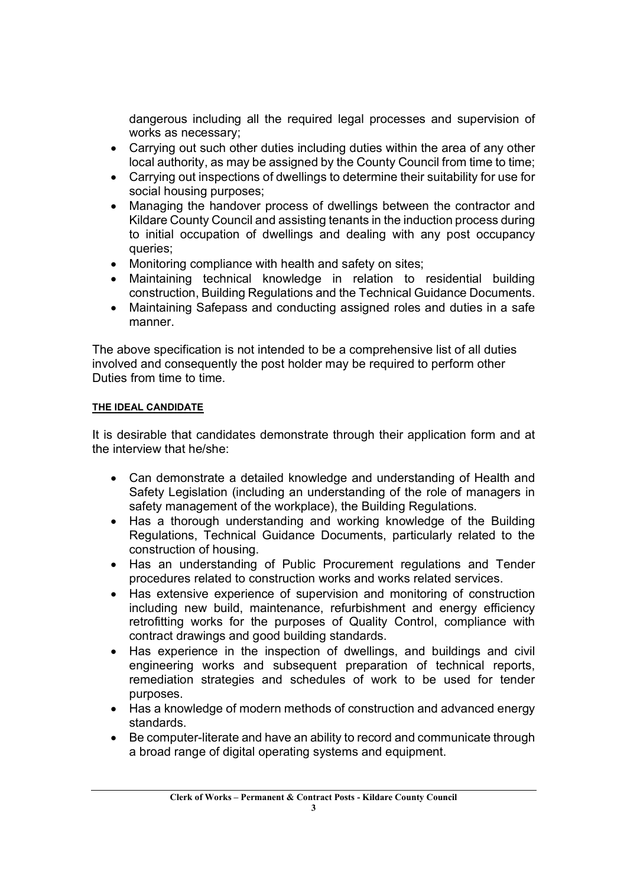dangerous including all the required legal processes and supervision of works as necessary;

- Carrying out such other duties including duties within the area of any other local authority, as may be assigned by the County Council from time to time;
- Carrying out inspections of dwellings to determine their suitability for use for social housing purposes;
- Managing the handover process of dwellings between the contractor and Kildare County Council and assisting tenants in the induction process during to initial occupation of dwellings and dealing with any post occupancy queries;
- Monitoring compliance with health and safety on sites;
- Maintaining technical knowledge in relation to residential building construction, Building Regulations and the Technical Guidance Documents.
- Maintaining Safepass and conducting assigned roles and duties in a safe manner.

The above specification is not intended to be a comprehensive list of all duties involved and consequently the post holder may be required to perform other Duties from time to time.

**THE IDEAL CANDIDATE**

It is desirable that candidates demonstrate through their application form and at the interview that he/she:

- Can demonstrate a detailed knowledge and understanding of Health and Safety Legislation (including an understanding of the role of managers in safety management of the workplace), the Building Regulations.
- Has a thorough understanding and working knowledge of the Building Regulations, Technical Guidance Documents, particularly related to the construction of housing.
- Has an understanding of Public Procurement regulations and Tender procedures related to construction works and works related services.
- Has extensive experience of supervision and monitoring of construction including new build, maintenance, refurbishment and energy efficiency retrofitting works for the purposes of Quality Control, compliance with contract drawings and good building standards.
- Has experience in the inspection of dwellings, and buildings and civil engineering works and subsequent preparation of technical reports, remediation strategies and schedules of work to be used for tender purposes.
- Has a knowledge of modern methods of construction and advanced energy standards.
- Be computer-literate and have an ability to record and communicate through a broad range of digital operating systems and equipment.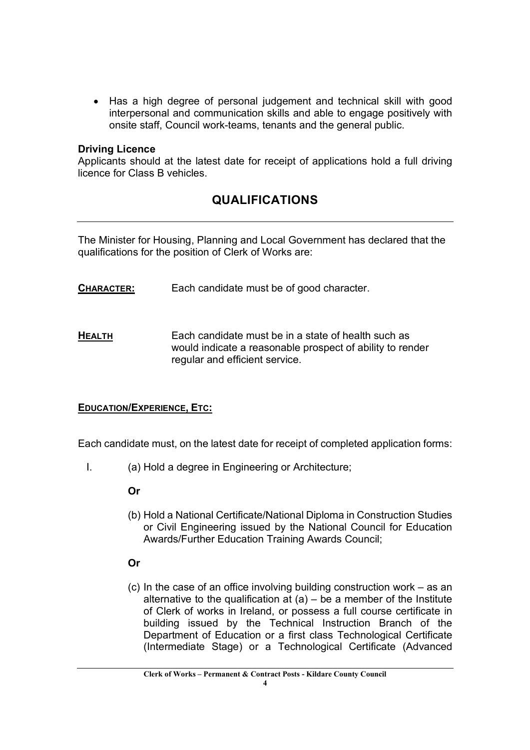- Has a high degree of personal judgement and technical skill with good interpersonal and communication skills and able to engage positively with onsite staff, Council work-teams, tenants and the general public.

**Driving Licence**

Applicants should at the latest date for receipt of applications hold a full driving licence for Class B vehicles.

## QUALIFICATIONS

The Minister for Housing, Planning and Local Government has declared that the qualifications for the position of Clerk of Works are:

**CHARACTER:** Each candidate must be of good character.

**HEALTH** Each candidate must be in a state of health such as would indicate a reasonable prospect of ability to render regular and efficient service.

**EDUCATION/EXPERIENCE, ETC:**

Each candidate must, on the latest date for receipt of completed application forms:

I. (a) Hold a degree in Engineering or Architecture;

**Or**

(b) Hold a National Certificate/National Diploma in Construction Studies or Civil Engineering issued by the National Council for Education Awards/Further Education Training Awards Council;

**Or**

(c) In the case of an office involving building construction work – as an alternative to the qualification at (a) – be a member of the Institute of Clerk of works in Ireland, or possess a full course certificate in building issued by the Technical Instruction Branch of the Department of Education or a first class Technological Certificate (Intermediate Stage) or a Technological Certificate (Advanced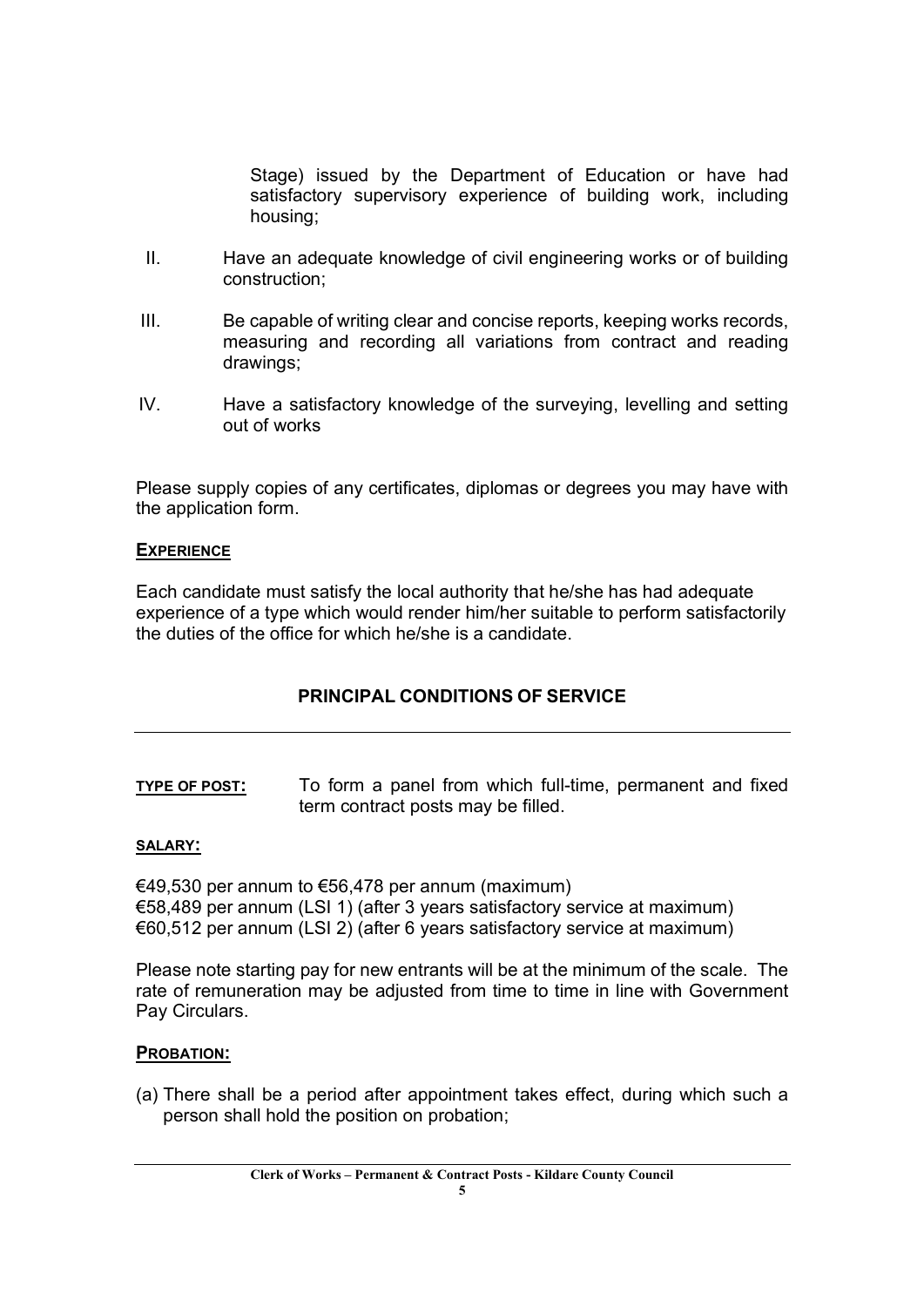Stage) issued by the Department of Education or have had satisfactory supervisory experience of building work, including housing;

II. Have an adequate knowledge of civil engineering works or of building construction;

III. Be capable of writing clear and concise reports, keeping works records, measuring and recording all variations from contract and reading drawings;

IV. Have a satisfactory knowledge of the surveying, levelling and setting out of works

Please supply copies of any certificates, diplomas or degrees you may have with the application form.

**EXPERIENCE**

Each candidate must satisfy the local authority that he/she has had adequate experience of a type which would render him/her suitable to perform satisfactorily the duties of the office for which he/she is a candidate.

## PRINCIPAL CONDITIONS OF SERVICE

**TYPE OF POST:** To form a panel from which full-time, permanent and fixed term contract posts may be filled.

**SALARY:**

€49,530 per annum to €56,478 per annum (maximum)
€58,489 per annum (LSI 1) (after 3 years satisfactory service at maximum)
€60,512 per annum (LSI 2) (after 6 years satisfactory service at maximum)

Please note starting pay for new entrants will be at the minimum of the scale. The rate of remuneration may be adjusted from time to time in line with Government Pay Circulars.

**PROBATION:**

(a) There shall be a period after appointment takes effect, during which such a person shall hold the position on probation;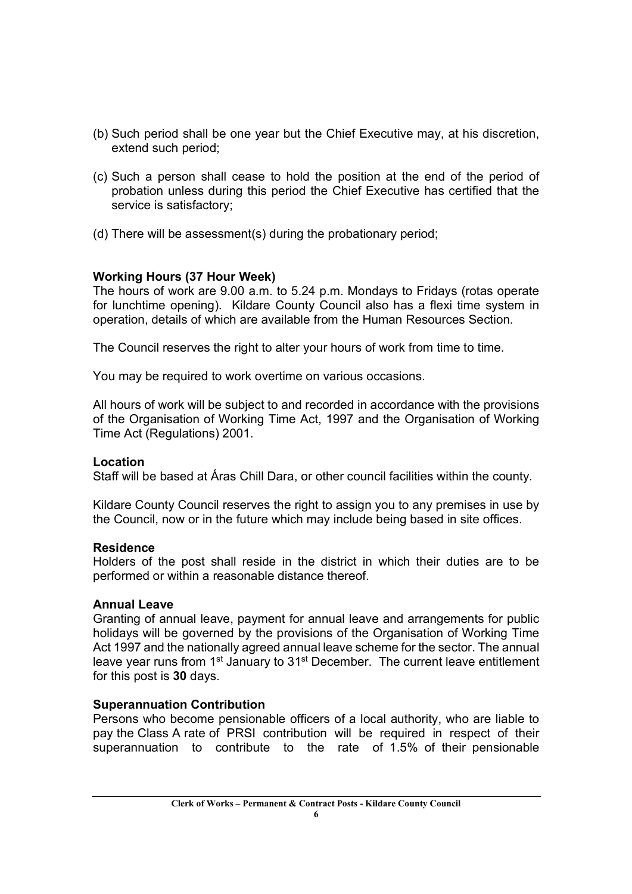(b) Such period shall be one year but the Chief Executive may, at his discretion, extend such period;

(c) Such a person shall cease to hold the position at the end of the period of probation unless during this period the Chief Executive has certified that the service is satisfactory;

(d) There will be assessment(s) during the probationary period;

**Working Hours (37 Hour Week)**
The hours of work are 9.00 a.m. to 5.24 p.m. Mondays to Fridays (rotas operate for lunchtime opening). Kildare County Council also has a flexi time system in operation, details of which are available from the Human Resources Section.

The Council reserves the right to alter your hours of work from time to time.

You may be required to work overtime on various occasions.

All hours of work will be subject to and recorded in accordance with the provisions of the Organisation of Working Time Act, 1997 and the Organisation of Working Time Act (Regulations) 2001.

**Location**
Staff will be based at Áras Chill Dara, or other council facilities within the county.

Kildare County Council reserves the right to assign you to any premises in use by the Council, now or in the future which may include being based in site offices.

**Residence**
Holders of the post shall reside in the district in which their duties are to be performed or within a reasonable distance thereof.

**Annual Leave**
Granting of annual leave, payment for annual leave and arrangements for public holidays will be governed by the provisions of the Organisation of Working Time Act 1997 and the nationally agreed annual leave scheme for the sector. The annual leave year runs from 1st January to 31st December. The current leave entitlement for this post is **30** days.

**Superannuation Contribution**
Persons who become pensionable officers of a local authority, who are liable to pay the Class A rate of PRSI contribution will be required in respect of their superannuation to contribute to the rate of 1.5% of their pensionable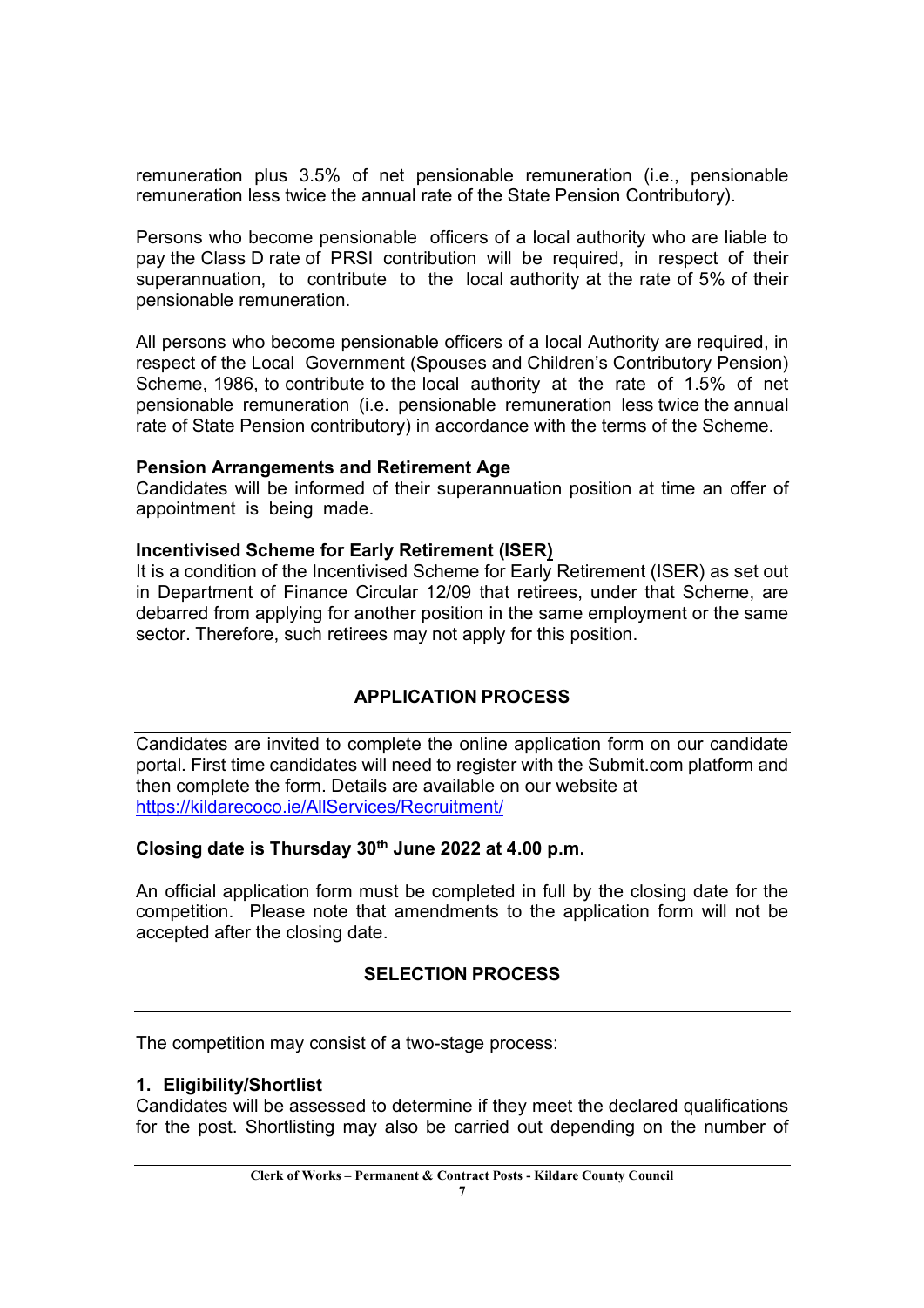remuneration plus 3.5% of net pensionable remuneration (i.e., pensionable remuneration less twice the annual rate of the State Pension Contributory).

Persons who become pensionable officers of a local authority who are liable to pay the Class D rate of PRSI contribution will be required, in respect of their superannuation, to contribute to the local authority at the rate of 5% of their pensionable remuneration.

All persons who become pensionable officers of a local Authority are required, in respect of the Local Government (Spouses and Children's Contributory Pension) Scheme, 1986, to contribute to the local authority at the rate of 1.5% of net pensionable remuneration (i.e. pensionable remuneration less twice the annual rate of State Pension contributory) in accordance with the terms of the Scheme.

**Pension Arrangements and Retirement Age**
Candidates will be informed of their superannuation position at time an offer of appointment is being made.

**Incentivised Scheme for Early Retirement (ISER)**
It is a condition of the Incentivised Scheme for Early Retirement (ISER) as set out in Department of Finance Circular 12/09 that retirees, under that Scheme, are debarred from applying for another position in the same employment or the same sector. Therefore, such retirees may not apply for this position.

## APPLICATION PROCESS

Candidates are invited to complete the online application form on our candidate portal. First time candidates will need to register with the Submit.com platform and then complete the form. Details are available on our website at https://kildarecoco.ie/AllServices/Recruitment/

**Closing date is Thursday 30th June 2022 at 4.00 p.m.**

An official application form must be completed in full by the closing date for the competition. Please note that amendments to the application form will not be accepted after the closing date.

## SELECTION PROCESS

The competition may consist of a two-stage process:

**1. Eligibility/Shortlist**
Candidates will be assessed to determine if they meet the declared qualifications for the post. Shortlisting may also be carried out depending on the number of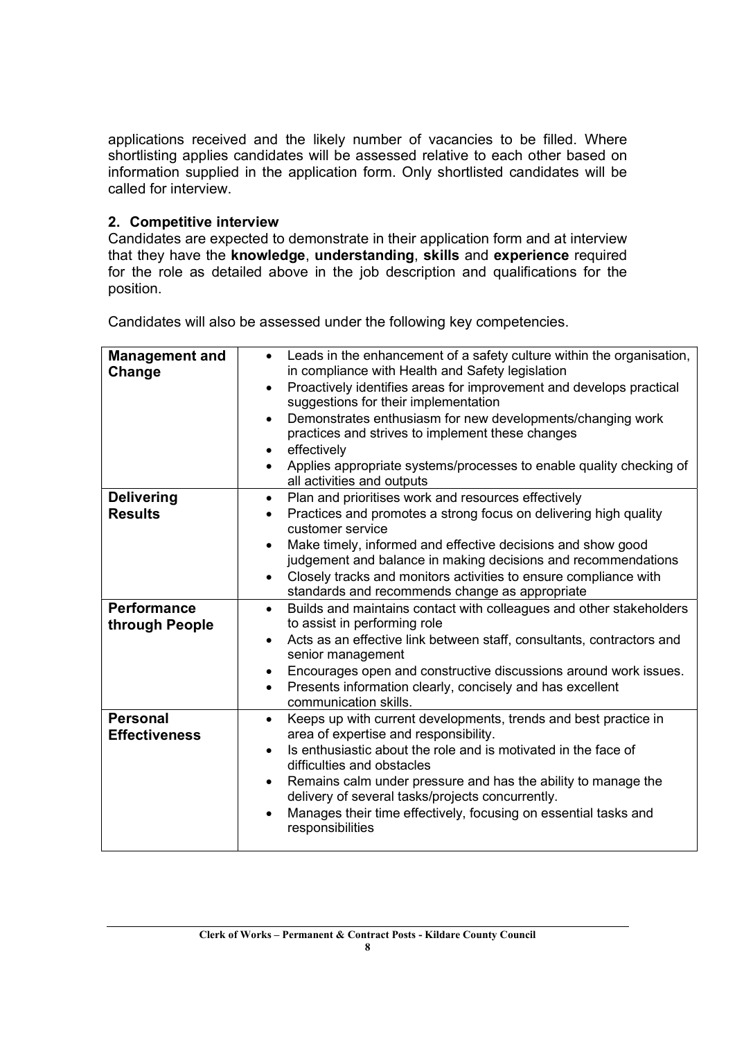applications received and the likely number of vacancies to be filled. Where shortlisting applies candidates will be assessed relative to each other based on information supplied in the application form. Only shortlisted candidates will be called for interview.

**2. Competitive interview**

Candidates are expected to demonstrate in their application form and at interview that they have the **knowledge**, **understanding**, **skills** and **experience** required for the role as detailed above in the job description and qualifications for the position.

Candidates will also be assessed under the following key competencies.

| | |
|---|---|
| **Management and Change** | • Leads in the enhancement of a safety culture within the organisation, in compliance with Health and Safety legislation<br>• Proactively identifies areas for improvement and develops practical suggestions for their implementation<br>• Demonstrates enthusiasm for new developments/changing work practices and strives to implement these changes<br>• effectively<br>• Applies appropriate systems/processes to enable quality checking of all activities and outputs |
| **Delivering Results** | • Plan and prioritises work and resources effectively<br>• Practices and promotes a strong focus on delivering high quality customer service<br>• Make timely, informed and effective decisions and show good judgement and balance in making decisions and recommendations<br>• Closely tracks and monitors activities to ensure compliance with standards and recommends change as appropriate |
| **Performance through People** | • Builds and maintains contact with colleagues and other stakeholders to assist in performing role<br>• Acts as an effective link between staff, consultants, contractors and senior management<br>• Encourages open and constructive discussions around work issues.<br>• Presents information clearly, concisely and has excellent communication skills. |
| **Personal Effectiveness** | • Keeps up with current developments, trends and best practice in area of expertise and responsibility.<br>• Is enthusiastic about the role and is motivated in the face of difficulties and obstacles<br>• Remains calm under pressure and has the ability to manage the delivery of several tasks/projects concurrently.<br>• Manages their time effectively, focusing on essential tasks and responsibilities |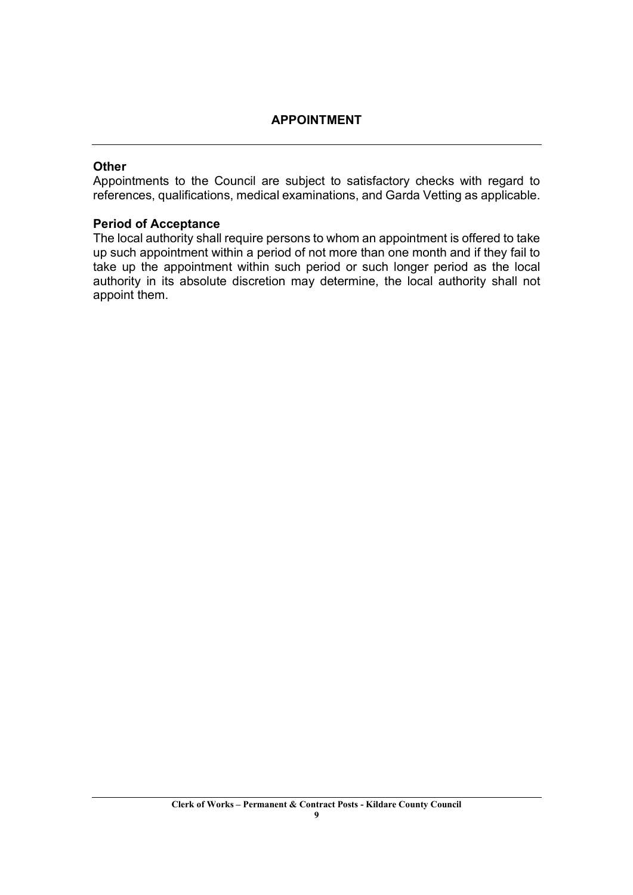## APPOINTMENT

### Other

Appointments to the Council are subject to satisfactory checks with regard to references, qualifications, medical examinations, and Garda Vetting as applicable.

### Period of Acceptance

The local authority shall require persons to whom an appointment is offered to take up such appointment within a period of not more than one month and if they fail to take up the appointment within such period or such longer period as the local authority in its absolute discretion may determine, the local authority shall not appoint them.